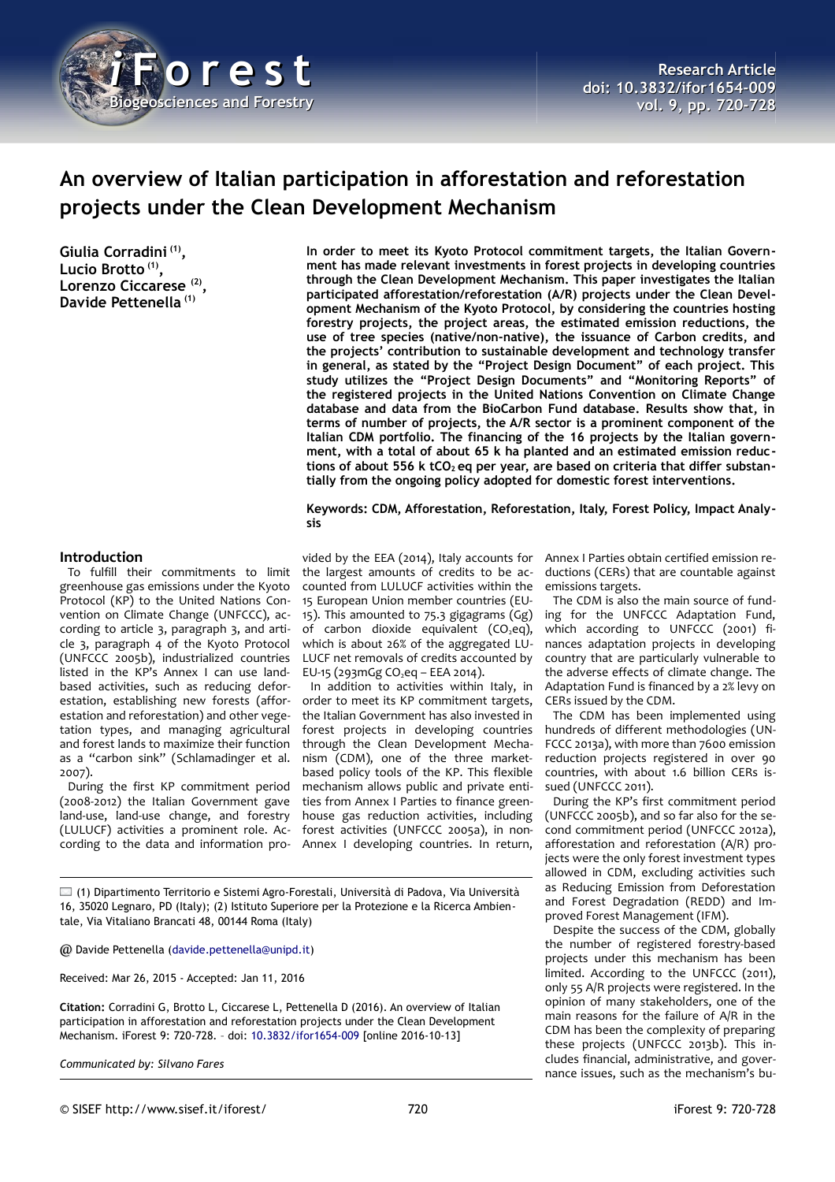# An overview of Italian participation in afforestation and reforestation projects under the Clean Development Mechanism

**Giulia Corradini [1], Lucio Brotto [1], Lorenzo Ciccarese [2], Davide Pettenella [1]**

**In order to meet its Kyoto Protocol commitment targets, the Italian Government has made relevant investments in forest projects in developing countries through the Clean Development Mechanism. This paper investigates the Italian participated afforestation/reforestation (A/R) projects under the Clean Development Mechanism of the Kyoto Protocol, by considering the countries hosting forestry projects, the project areas, the estimated emission reductions, the use of tree species (native/non-native), the issuance of Carbon credits, and the projects' contribution to sustainable development and technology transfer in general, as stated by the "Project Design Document" of each project. This study utilizes the "Project Design Documents" and "Monitoring Reports" of the registered projects in the United Nations Convention on Climate Change database and data from the BioCarbon Fund database. Results show that, in terms of number of projects, the A/R sector is a prominent component of the Italian CDM portfolio. The financing of the 16 projects by the Italian government, with a total of about 65 k ha planted and an estimated emission reductions of about 556 k $tCO_2$ eq per year, are based on criteria that differ substantially from the ongoing policy adopted for domestic forest interventions.**

**Keywords: CDM, Afforestation, Reforestation, Italy, Forest Policy, Impact Analysis**

## Introduction

To fulfill their commitments to limit greenhouse gas emissions under the Kyoto Protocol (KP) to the United Nations Convention on Climate Change (UNFCCC), according to article 3, paragraph 3, and article 3, paragraph 4 of the Kyoto Protocol (UNFCCC 2005b), industrialized countries listed in the KP's Annex I can use land-based activities, such as reducing deforestation, establishing new forests (afforestation and reforestation) and other vegetation types, and managing agricultural and forest lands to maximize their function as a "carbon sink" (Schlamadinger et al. 2007).

During the first KP commitment period (2008-2012) the Italian Government gave land-use, land-use change, and forestry (LULUCF) activities a prominent role. According to the data and information provided by the EEA (2014), Italy accounts for the largest amounts of credits to be accounted from LULUCF activities within the 15 European Union member countries (EU-15). This amounted to 75.3 gigagrams (Gg) of carbon dioxide equivalent ($CO_2$eq), which is about 26% of the aggregated LULUCF net removals of credits accounted by EU-15 (293mGg $CO_2$eq – EEA 2014).

In addition to activities within Italy, in order to meet its KP commitment targets, the Italian Government has also invested in forest projects in developing countries through the Clean Development Mechanism (CDM), one of the three market-based policy tools of the KP. This flexible mechanism allows public and private entities from Annex I Parties to finance greenhouse gas reduction activities, including forest activities (UNFCCC 2005a), in non-Annex I developing countries. In return, Annex I Parties obtain certified emission reductions (CERs) that are countable against emissions targets.

The CDM is also the main source of funding for the UNFCCC Adaptation Fund, which according to UNFCCC (2001) finances adaptation projects in developing country that are particularly vulnerable to the adverse effects of climate change. The Adaptation Fund is financed by a 2% levy on CERs issued by the CDM.

The CDM has been implemented using hundreds of different methodologies (UNFCCC 2013a), with more than 7600 emission reduction projects registered in over 90 countries, with about 1.6 billion CERs issued (UNFCCC 2011).

During the KP's first commitment period (UNFCCC 2005b), and so far also for the second commitment period (UNFCCC 2012a), afforestation and reforestation (A/R) projects were the only forest investment types allowed in CDM, excluding activities such as Reducing Emission from Deforestation and Forest Degradation (REDD) and Improved Forest Management (IFM).

Despite the success of the CDM, globally the number of registered forestry-based projects under this mechanism has been limited. According to the UNFCCC (2011), only 55 A/R projects were registered. In the opinion of many stakeholders, one of the main reasons for the failure of A/R in the CDM has been the complexity of preparing these projects (UNFCCC 2013b). This includes financial, administrative, and governance issues, such as the mechanism's bu-

---

(1) Dipartimento Territorio e Sistemi Agro-Forestali, Università di Padova, Via Università 16, 35020 Legnaro, PD (Italy); (2) Istituto Superiore per la Protezione e la Ricerca Ambientale, Via Vitaliano Brancati 48, 00144 Roma (Italy)

@ Davide Pettenella (davide.pettenella@unipd.it)

Received: Mar 26, 2015 - Accepted: Jan 11, 2016

**Citation:** Corradini G, Brotto L, Ciccarese L, Pettenella D (2016). An overview of Italian participation in afforestation and reforestation projects under the Clean Development Mechanism. iForest 9: 720-728. – doi: 10.3832/ifor1654-009 [online 2016-10-13]

*Communicated by: Silvano Fares*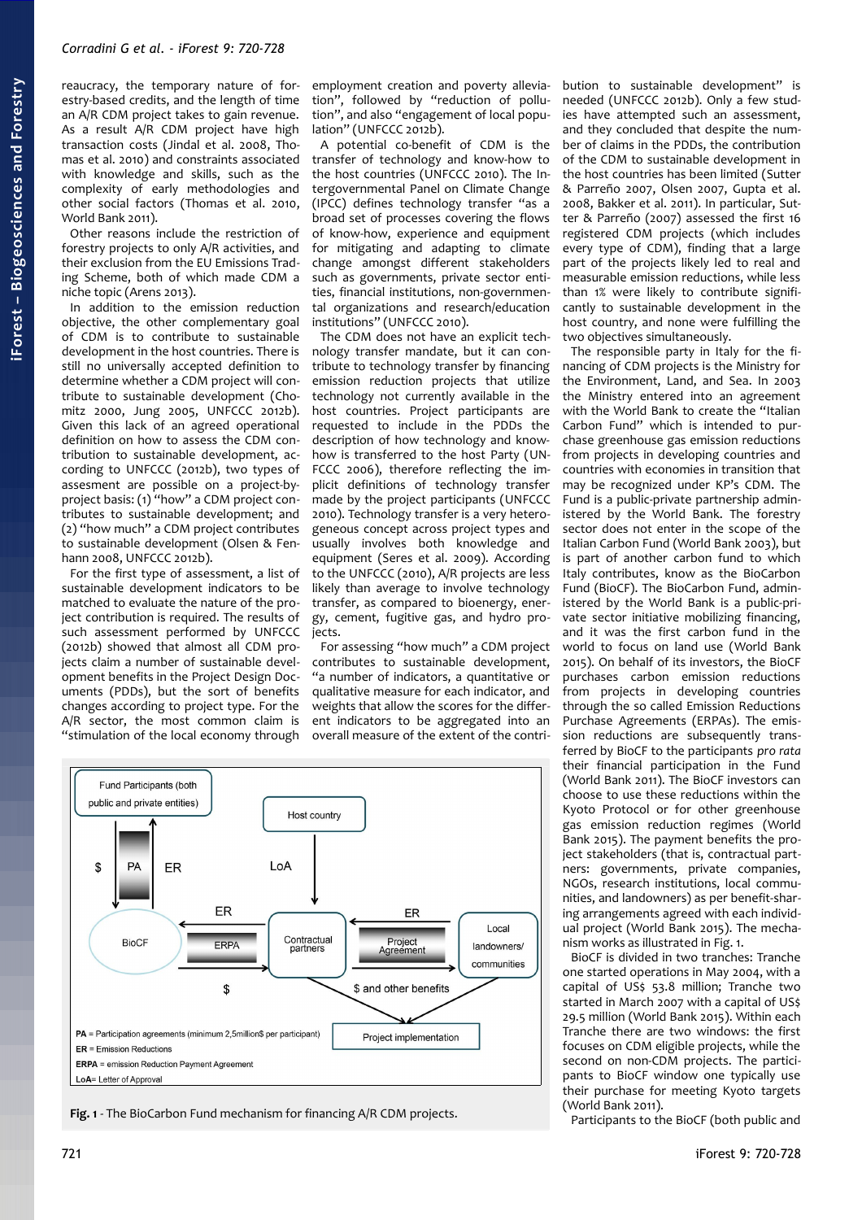reaucracy, the temporary nature of forestry-based credits, and the length of time an A/R CDM project takes to gain revenue. As a result A/R CDM project have high transaction costs (Jindal et al. 2008, Thomas et al. 2010) and constraints associated with knowledge and skills, such as the complexity of early methodologies and other social factors (Thomas et al. 2010, World Bank 2011).

Other reasons include the restriction of forestry projects to only A/R activities, and their exclusion from the EU Emissions Trading Scheme, both of which made CDM a niche topic (Arens 2013).

In addition to the emission reduction objective, the other complementary goal of CDM is to contribute to sustainable development in the host countries. There is still no universally accepted definition to determine whether a CDM project will contribute to sustainable development (Chomitz 2000, Jung 2005, UNFCCC 2012b). Given this lack of an agreed operational definition on how to assess the CDM contribution to sustainable development, according to UNFCCC (2012b), two types of assesment are possible on a project-by-project basis: (1) "how" a CDM project contributes to sustainable development; and (2) "how much" a CDM project contributes to sustainable development (Olsen & Fenhann 2008, UNFCCC 2012b).

For the first type of assessment, a list of sustainable development indicators to be matched to evaluate the nature of the project contribution is required. The results of such assessment performed by UNFCCC (2012b) showed that almost all CDM projects claim a number of sustainable development benefits in the Project Design Documents (PDDs), but the sort of benefits changes according to project type. For the A/R sector, the most common claim is "stimulation of the local economy through employment creation and poverty alleviation", followed by "reduction of pollution", and also "engagement of local population" (UNFCCC 2012b).

A potential co-benefit of CDM is the transfer of technology and know-how to the host countries (UNFCCC 2010). The Intergovernmental Panel on Climate Change (IPCC) defines technology transfer "as a broad set of processes covering the flows of know-how, experience and equipment for mitigating and adapting to climate change amongst different stakeholders such as governments, private sector entities, financial institutions, non-governmental organizations and research/education institutions" (UNFCCC 2010).

The CDM does not have an explicit technology transfer mandate, but it can contribute to technology transfer by financing emission reduction projects that utilize technology not currently available in the host countries. Project participants are requested to include in the PDDs the description of how technology and know-how is transferred to the host Party (UNFCCC 2006), therefore reflecting the implicit definitions of technology transfer made by the project participants (UNFCCC 2010). Technology transfer is a very heterogeneous concept across project types and usually involves both knowledge and equipment (Seres et al. 2009). According to the UNFCCC (2010), A/R projects are less likely than average to involve technology transfer, as compared to bioenergy, energy, cement, fugitive gas, and hydro projects.

For assessing "how much" a CDM project contributes to sustainable development, "a number of indicators, a quantitative or qualitative measure for each indicator, and weights that allow the scores for the different indicators to be aggregated into an overall measure of the extent of the contribution to sustainable development" is needed (UNFCCC 2012b). Only a few studies have attempted such an assessment, and they concluded that despite the number of claims in the PDDs, the contribution of the CDM to sustainable development in the host countries has been limited (Sutter & Parreño 2007, Olsen 2007, Gupta et al. 2008, Bakker et al. 2011). In particular, Sutter & Parreño (2007) assessed the first 16 registered CDM projects (which includes every type of CDM), finding that a large part of the projects likely led to real and measurable emission reductions, while less than 1% were likely to contribute significantly to sustainable development in the host country, and none were fulfilling the two objectives simultaneously.

The responsible party in Italy for the financing of CDM projects is the Ministry for the Environment, Land, and Sea. In 2003 the Ministry entered into an agreement with the World Bank to create the "Italian Carbon Fund" which is intended to purchase greenhouse gas emission reductions from projects in developing countries and countries with economies in transition that may be recognized under KP's CDM. The Fund is a public-private partnership administered by the World Bank. The forestry sector does not enter in the scope of the Italian Carbon Fund (World Bank 2003), but is part of another carbon fund to which Italy contributes, know as the BioCarbon Fund (BioCF). The BioCarbon Fund, administered by the World Bank is a public-private sector initiative mobilizing financing, and it was the first carbon fund in the world to focus on land use (World Bank 2015). On behalf of its investors, the BioCF purchases carbon emission reductions from projects in developing countries through the so called Emission Reductions Purchase Agreements (ERPAs). The emission reductions are subsequently transferred by BioCF to the participants *pro rata* their financial participation in the Fund (World Bank 2011). The BioCF investors can choose to use these reductions within the Kyoto Protocol or for other greenhouse gas emission reduction purposes (World Bank 2015). The payment benefits the project stakeholders (that is, contractual partners: governments, private companies, NGOs, research institutions, local communities, and landowners) as per benefit-sharing arrangements agreed with each individual project (World Bank 2015). The mechanism works as illustrated in Fig. 1.

BioCF is divided in two tranches: Tranche one started operations in May 2004, with a capital of US$ 53.8 million; Tranche two started in March 2007 with a capital of US$ 29.5 million (World Bank 2015). Within each Tranche there are two windows: the first focuses on CDM eligible projects, while the second on non-CDM projects. The participants to BioCF window one typically use their purchase for meeting Kyoto targets (World Bank 2011).

Participants to the BioCF (both public and

**Fig. 1** - The BioCarbon Fund mechanism for financing A/R CDM projects.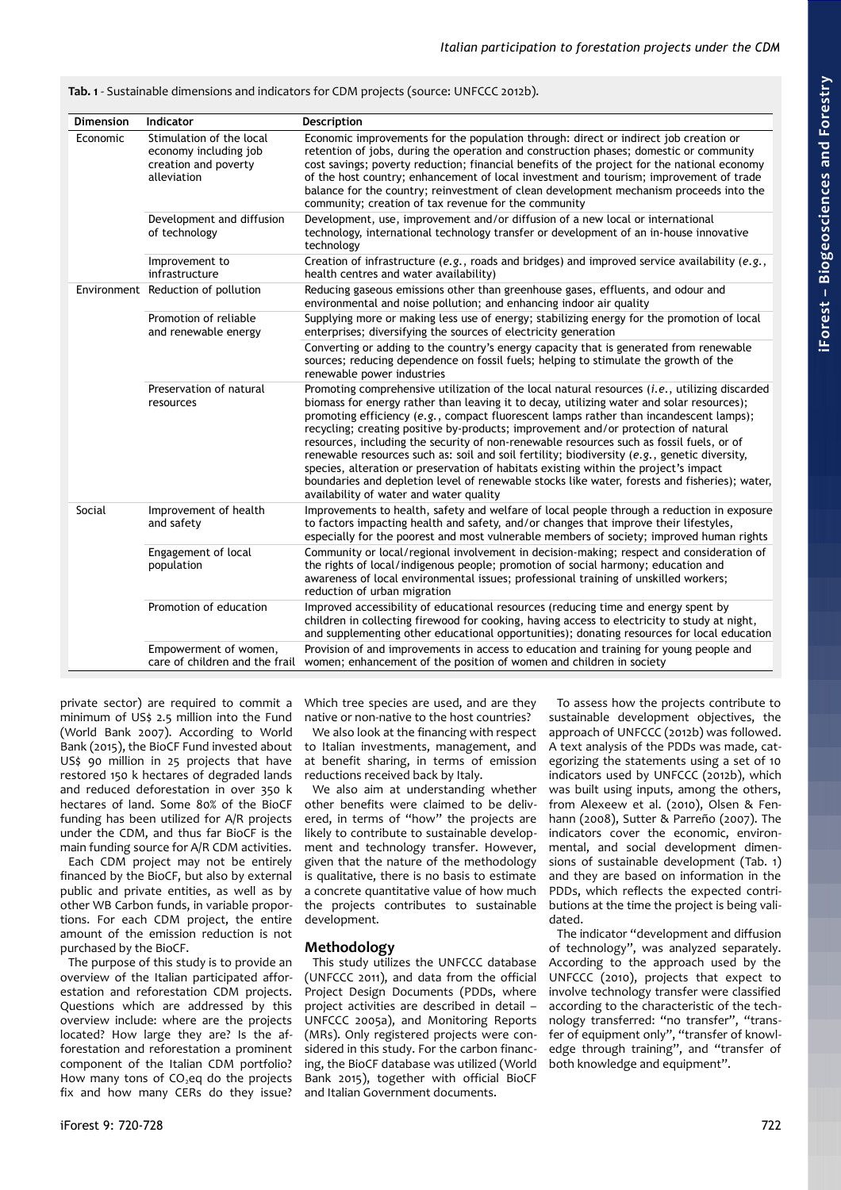**Tab. 1** - Sustainable dimensions and indicators for CDM projects (source: UNFCCC 2012b).

| Dimension | Indicator | Description |
|---|---|---|
| Economic | Stimulation of the local economy including job creation and poverty alleviation | Economic improvements for the population through: direct or indirect job creation or retention of jobs, during the operation and construction phases; domestic or community cost savings; poverty reduction; financial benefits of the project for the national economy of the host country; enhancement of local investment and tourism; improvement of trade balance for the country; reinvestment of clean development mechanism proceeds into the community; creation of tax revenue for the community |
| | Development and diffusion of technology | Development, use, improvement and/or diffusion of a new local or international technology, international technology transfer or development of an in-house innovative technology |
| | Improvement to infrastructure | Creation of infrastructure (*e.g.*, roads and bridges) and improved service availability (*e.g.*, health centres and water availability) |
| Environment | Reduction of pollution | Reducing gaseous emissions other than greenhouse gases, effluents, and odour and environmental and noise pollution; and enhancing indoor air quality |
| | Promotion of reliable and renewable energy | Supplying more or making less use of energy; stabilizing energy for the promotion of local enterprises; diversifying the sources of electricity generation |
| | | Converting or adding to the country's energy capacity that is generated from renewable sources; reducing dependence on fossil fuels; helping to stimulate the growth of the renewable power industries |
| | Preservation of natural resources | Promoting comprehensive utilization of the local natural resources (*i.e.*, utilizing discarded biomass for energy rather than leaving it to decay, utilizing water and solar resources); promoting efficiency (*e.g.*, compact fluorescent lamps rather than incandescent lamps); recycling; creating positive by-products; improvement and/or protection of natural resources, including the security of non-renewable resources such as fossil fuels, or of renewable resources such as: soil and soil fertility; biodiversity (*e.g.*, genetic diversity, species, alteration or preservation of habitats existing within the project's impact boundaries and depletion level of renewable stocks like water, forests and fisheries); water, availability of water and water quality |
| Social | Improvement of health and safety | Improvements to health, safety and welfare of local people through a reduction in exposure to factors impacting health and safety, and/or changes that improve their lifestyles, especially for the poorest and most vulnerable members of society; improved human rights |
| | Engagement of local population | Community or local/regional involvement in decision-making; respect and consideration of the rights of local/indigenous people; promotion of social harmony; education and awareness of local environmental issues; professional training of unskilled workers; reduction of urban migration |
| | Promotion of education | Improved accessibility of educational resources (reducing time and energy spent by children in collecting firewood for cooking, having access to electricity to study at night, and supplementing other educational opportunities); donating resources for local education |
| | Empowerment of women, care of children and the frail | Provision of and improvements in access to education and training for young people and women; enhancement of the position of women and children in society |

private sector) are required to commit a minimum of US$ 2.5 million into the Fund (World Bank 2007). According to World Bank (2015), the BioCF Fund invested about US$ 90 million in 25 projects that have restored 150 k hectares of degraded lands and reduced deforestation in over 350 k hectares of land. Some 80% of the BioCF funding has been utilized for A/R projects under the CDM, and thus far BioCF is the main funding source for A/R CDM activities.

Each CDM project may not be entirely financed by the BioCF, but also by external public and private entities, as well as by other WB Carbon funds, in variable proportions. For each CDM project, the entire amount of the emission reduction is not purchased by the BioCF.

The purpose of this study is to provide an overview of the Italian participated afforestation and reforestation CDM projects. Questions which are addressed by this overview include: where are the projects located? How large they are? Is the afforestation and reforestation a prominent component of the Italian CDM portfolio? How many tons of $CO_2$eq do the projects fix and how many CERs do they issue? Which tree species are used, and are they native or non-native to the host countries?

We also look at the financing with respect to Italian investments, management, and at benefit sharing, in terms of emission reductions received back by Italy.

We also aim at understanding whether other benefits were claimed to be delivered, in terms of "how" the projects are likely to contribute to sustainable development and technology transfer. However, given that the nature of the methodology is qualitative, there is no basis to estimate a concrete quantitative value of how much the projects contributes to sustainable development.

## Methodology

This study utilizes the UNFCCC database (UNFCCC 2011), and data from the official Project Design Documents (PDDs, where project activities are described in detail – UNFCCC 2005a), and Monitoring Reports (MRs). Only registered projects were considered in this study. For the carbon financing, the BioCF database was utilized (World Bank 2015), together with official BioCF and Italian Government documents.

To assess how the projects contribute to sustainable development objectives, the approach of UNFCCC (2012b) was followed. A text analysis of the PDDs was made, categorizing the statements using a set of 10 indicators used by UNFCCC (2012b), which was built using inputs, among the others, from Alexeew et al. (2010), Olsen & Fenhann (2008), Sutter & Parreño (2007). The indicators cover the economic, environmental, and social development dimensions of sustainable development (Tab. 1) and they are based on information in the PDDs, which reflects the expected contributions at the time the project is being validated.

The indicator "development and diffusion of technology", was analyzed separately. According to the approach used by the UNFCCC (2010), projects that expect to involve technology transfer were classified according to the characteristic of the technology transferred: "no transfer", "transfer of equipment only", "transfer of knowledge through training", and "transfer of both knowledge and equipment".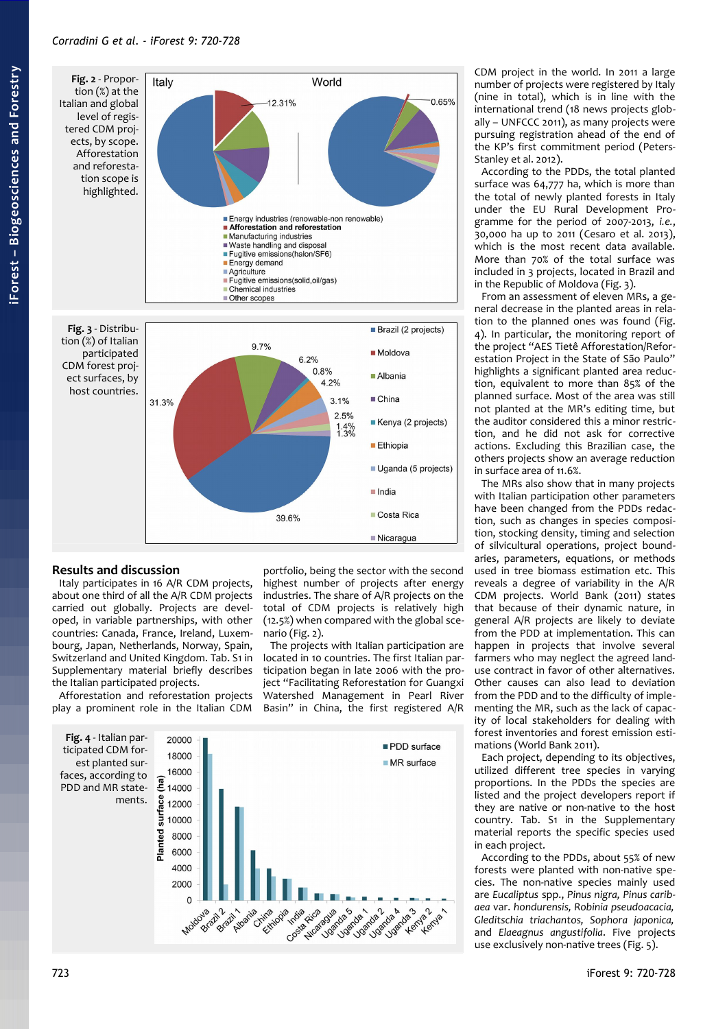**Fig. 2** - Proportion (%) at the Italian and global level of registered CDM projects, by scope. Afforestation and reforestation scope is highlighted.

**Fig. 3** - Distribution (%) of Italian participated CDM forest project surfaces, by host countries.

## Results and discussion

Italy participates in 16 A/R CDM projects, about one third of all the A/R CDM projects carried out globally. Projects are developed, in variable partnerships, with other countries: Canada, France, Ireland, Luxembourg, Japan, Netherlands, Norway, Spain, Switzerland and United Kingdom. Tab. S1 in Supplementary material briefly describes the Italian participated projects.

Afforestation and reforestation projects play a prominent role in the Italian CDM portfolio, being the sector with the second highest number of projects after energy industries. The share of A/R projects on the total of CDM projects is relatively high (12.5%) when compared with the global scenario (Fig. 2).

The projects with Italian participation are located in 10 countries. The first Italian participation began in late 2006 with the project "Facilitating Reforestation for Guangxi Watershed Management in Pearl River Basin" in China, the first registered A/R CDM project in the world. In 2011 a large number of projects were registered by Italy (nine in total), which is in line with the international trend (18 news projects globally – UNFCCC 2011), as many projects were pursuing registration ahead of the end of the KP's first commitment period (Peters-Stanley et al. 2012).

According to the PDDs, the total planted surface was 64,777 ha, which is more than the total of newly planted forests in Italy under the EU Rural Development Programme for the period of 2007-2013, *i.e.*, 30,000 ha up to 2011 (Cesaro et al. 2013), which is the most recent data available. More than 70% of the total surface was included in 3 projects, located in Brazil and in the Republic of Moldova (Fig. 3).

From an assessment of eleven MRs, a general decrease in the planted areas in relation to the planned ones was found (Fig. 4). In particular, the monitoring report of the project "AES Tietê Afforestation/Reforestation Project in the State of São Paulo" highlights a significant planted area reduction, equivalent to more than 85% of the planned surface. Most of the area was still not planted at the MR's editing time, but the auditor considered this a minor restriction, and he did not ask for corrective actions. Excluding this Brazilian case, the others projects show an average reduction in surface area of 11.6%.

The MRs also show that in many projects with Italian participation other parameters have been changed from the PDDs redaction, such as changes in species composition, stocking density, timing and selection of silvicultural operations, project boundaries, parameters, equations, or methods used in tree biomass estimation etc. This reveals a degree of variability in the A/R CDM projects. World Bank (2011) states that because of their dynamic nature, in general A/R projects are likely to deviate from the PDD at implementation. This can happen in projects that involve several farmers who may neglect the agreed land-use contract in favor of other alternatives. Other causes can also lead to deviation from the PDD and to the difficulty of implementing the MR, such as the lack of capacity of local stakeholders for dealing with forest inventories and forest emission estimations (World Bank 2011).

Each project, depending to its objectives, utilized different tree species in varying proportions. In the PDDs the species are listed and the project developers report if they are native or non-native to the host country. Tab. S1 in the Supplementary material reports the specific species used in each project.

According to the PDDs, about 55% of new forests were planted with non-native species. The non-native species mainly used are *Eucaliptus* spp., *Pinus nigra, Pinus caribaea* var. *hondurensis, Robinia pseudoacacia, Gleditschia triachantos, Sophora japonica,* and *Elaeagnus angustifolia*. Five projects use exclusively non-native trees (Fig. 5).

**Fig. 4** - Italian participated CDM forest planted surfaces, according to PDD and MR statements.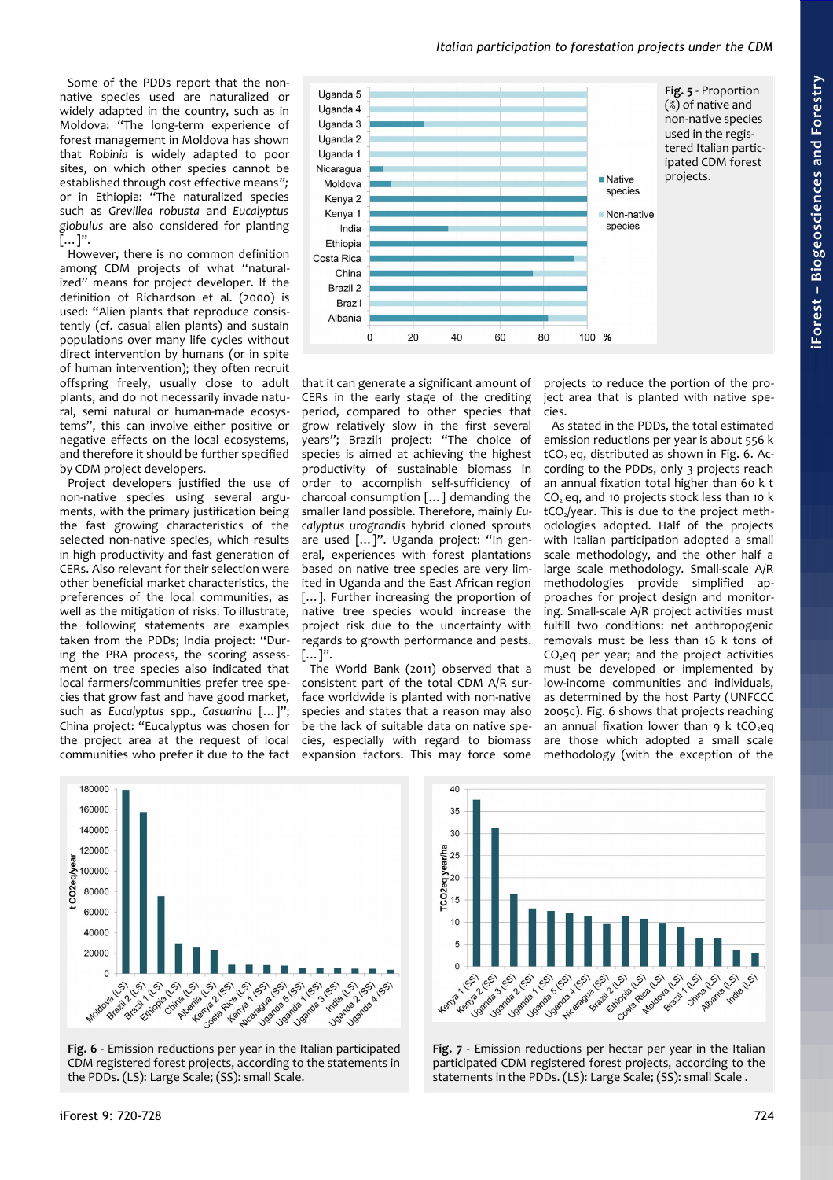Some of the PDDs report that the non-native species used are naturalized or widely adapted in the country, such as in Moldova: "The long-term experience of forest management in Moldova has shown that *Robinia* is widely adapted to poor sites, on which other species cannot be established through cost effective means"; or in Ethiopia: "The naturalized species such as *Grevillea robusta* and *Eucalyptus globulus* are also considered for planting [...]".

However, there is no common definition among CDM projects of what "naturalized" means for project developer. If the definition of Richardson et al. (2000) is used: "Alien plants that reproduce consistently (cf. casual alien plants) and sustain populations over many life cycles without direct intervention by humans (or in spite of human intervention); they often recruit offspring freely, usually close to adult plants, and do not necessarily invade natural, semi natural or human-made ecosystems", this can involve either positive or negative effects on the local ecosystems, and therefore it should be further specified by CDM project developers.

Project developers justified the use of non-native species using several arguments, with the primary justification being the fast growing characteristics of the selected non-native species, which results in high productivity and fast generation of CERs. Also relevant for their selection were other beneficial market characteristics, the preferences of the local communities, as well as the mitigation of risks. To illustrate, the following statements are examples taken from the PDDs; India project: "During the PRA process, the scoring assessment on tree species also indicated that local farmers/communities prefer tree species that grow fast and have good market, such as *Eucalyptus* spp., *Casuarina* [...]"; China project: "Eucalyptus was chosen for the project area at the request of local communities who prefer it due to the fact that it can generate a significant amount of CERs in the early stage of the crediting period, compared to other species that grow relatively slow in the first several years"; Brazil1 project: "The choice of species is aimed at achieving the highest productivity of sustainable biomass in order to accomplish self-sufficiency of charcoal consumption [...] demanding the smaller land possible. Therefore, mainly *Eucalyptus urograndis* hybrid cloned sprouts are used [...]". Uganda project: "In general, experiences with forest plantations based on native tree species are very limited in Uganda and the East African region [...]. Further increasing the proportion of native tree species would increase the project risk due to the uncertainty with regards to growth performance and pests. [...]".

The World Bank (2011) observed that a consistent part of the total CDM A/R surface worldwide is planted with non-native species and states that a reason may also be the lack of suitable data on native species, especially with regard to biomass expansion factors. This may force some projects to reduce the portion of the project area that is planted with native species.

As stated in the PDDs, the total estimated emission reductions per year is about 556 k $tCO_2$ eq, distributed as shown in Fig. 6. According to the PDDs, only 3 projects reach an annual fixation total higher than 60 k t $CO_2$ eq, and 10 projects stock less than 10 k $tCO_2$/year. This is due to the project methodologies adopted. Half of the projects with Italian participation adopted a small scale methodology, and the other half a large scale methodology. Small-scale A/R methodologies provide simplified approaches for project design and monitoring. Small-scale A/R project activities must fulfill two conditions: net anthropogenic removals must be less than 16 k tons of $CO_2$eq per year; and the project activities must be developed or implemented by low-income communities and individuals, as determined by the host Party (UNFCCC 2005c). Fig. 6 shows that projects reaching an annual fixation lower than 9 k $tCO_2$eq are those which adopted a small scale methodology (with the exception of the

Fig. 5 - Proportion (%) of native and non-native species used in the registered Italian participated CDM forest projects.

Fig. 6 - Emission reductions per year in the Italian participated CDM registered forest projects, according to the statements in the PDDs. (LS): Large Scale; (SS): small Scale.

Fig. 7 - Emission reductions per hectar per year in the Italian participated CDM registered forest projects, according to the statements in the PDDs. (LS): Large Scale; (SS): small Scale .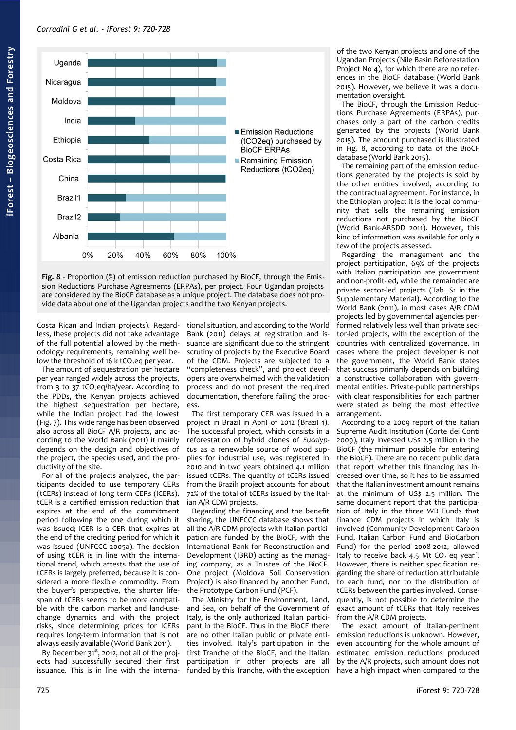Fig. 8 - Proportion (%) of emission reduction purchased by BioCF, through the Emission Reductions Purchase Agreements (ERPAs), per project. Four Ugandan projects are considered by the BioCF database as a unique project. The database does not provide data about one of the Ugandan projects and the two Kenyan projects.

Costa Rican and Indian projects). Regardless, these projects did not take advantage of the full potential allowed by the methodology requirements, remaining well below the threshold of 16 k $tCO_2eq$ per year.

The amount of sequestration per hectare per year ranged widely across the projects, from 3 to 37 $tCO_2eq/ha/year$. According to the PDDs, the Kenyan projects achieved the highest sequestration per hectare, while the Indian project had the lowest (Fig. 7). This wide range has been observed also across all BioCF A/R projects, and according to the World Bank (2011) it mainly depends on the design and objectives of the project, the species used, and the productivity of the site.

For all of the projects analyzed, the participants decided to use temporary CERs (tCERs) instead of long term CERs (lCERs). tCER is a certified emission reduction that expires at the end of the commitment period following the one during which it was issued; lCER is a CER that expires at the end of the crediting period for which it was issued (UNFCCC 2005a). The decision of using tCER is in line with the international trend, which attests that the use of tCERs is largely preferred, because it is considered a more flexible commodity. From the buyer's perspective, the shorter lifespan of tCERs seems to be more compatible with the carbon market and land-use-change dynamics and with the project risks, since determining prices for lCERs requires long-term information that is not always easily available (World Bank 2011).

By December 31[st], 2012, not all of the projects had successfully secured their first issuance. This is in line with the international situation, and according to the World Bank (2011) delays at registration and issuance are significant due to the stringent scrutiny of projects by the Executive Board of the CDM. Projects are subjected to a "completeness check", and project developers are overwhelmed with the validation process and do not present the required documentation, therefore failing the process.

The first temporary CER was issued in a project in Brazil in April of 2012 (Brazil 1). The successful project, which consists in a reforestation of hybrid clones of *Eucalyptus* as a renewable source of wood supplies for industrial use, was registered in 2010 and in two years obtained 4.1 million issued tCERs. The quantity of tCERs issued from the Brazil1 project accounts for about 72% of the total of tCERs issued by the Italian A/R CDM projects.

Regarding the financing and the benefit sharing, the UNFCCC database shows that all the A/R CDM projects with Italian participation are funded by the BioCF, with the International Bank for Reconstruction and Development (IBRD) acting as the managing company, as a Trustee of the BioCF. One project (Moldova Soil Conservation Project) is also financed by another Fund, the Prototype Carbon Fund (PCF).

The Ministry for the Environment, Land, and Sea, on behalf of the Government of Italy, is the only authorized Italian participant in the BioCF. Thus in the BioCF there are no other Italian public or private entities involved. Italy's participation in the first Tranche of the BioCF, and the Italian participation in other projects are all funded by this Tranche, with the exception of the two Kenyan projects and one of the Ugandan Projects (Nile Basin Reforestation Project No 4), for which there are no references in the BioCF database (World Bank 2015). However, we believe it was a documentation oversight.

The BioCF, through the Emission Reductions Purchase Agreements (ERPAs), purchases only a part of the carbon credits generated by the projects (World Bank 2015). The amount purchased is illustrated in Fig. 8, according to data of the BioCF database (World Bank 2015).

The remaining part of the emission reductions generated by the projects is sold by the other entities involved, according to the contractual agreement. For instance, in the Ethiopian project it is the local community that sells the remaining emission reductions not purchased by the BioCF (World Bank-ARSDD 2011). However, this kind of information was available for only a few of the projects assessed.

Regarding the management and the project participation, 69% of the projects with Italian participation are government and non-profit-led, while the remainder are private sector-led projects (Tab. S1 in the Supplementary Material). According to the World Bank (2011), in most cases A/R CDM projects led by governmental agencies performed relatively less well than private sector-led projects, with the exception of the countries with centralized governance. In cases where the project developer is not the government, the World Bank states that success primarily depends on building a constructive collaboration with governmental entities. Private-public partnerships with clear responsibilities for each partner were stated as being the most effective arrangement.

According to a 2009 report of the Italian Supreme Audit Institution (Corte dei Conti 2009), Italy invested US$ 2.5 million in the BioCF (the minimum possible for entering the BioCF). There are no recent public data that report whether this financing has increased over time, so it has to be assumed that the Italian investment amount remains at the minimum of US$ 2.5 million. The same document report that the participation of Italy in the three WB Funds that finance CDM projects in which Italy is involved (Community Development Carbon Fund, Italian Carbon Fund and BioCarbon Fund) for the period 2008-2012, allowed Italy to receive back 4.5 Mt $CO_2$ eq $year^{-1}$. However, there is neither specification regarding the share of reduction attributable to each fund, nor to the distribution of tCERs between the parties involved. Consequently, is not possible to determine the exact amount of tCERs that Italy receives from the A/R CDM projects.

The exact amount of Italian-pertinent emission reductions is unknown. However, even accounting for the whole amount of estimated emission reductions produced by the A/R projects, such amount does not have a high impact when compared to the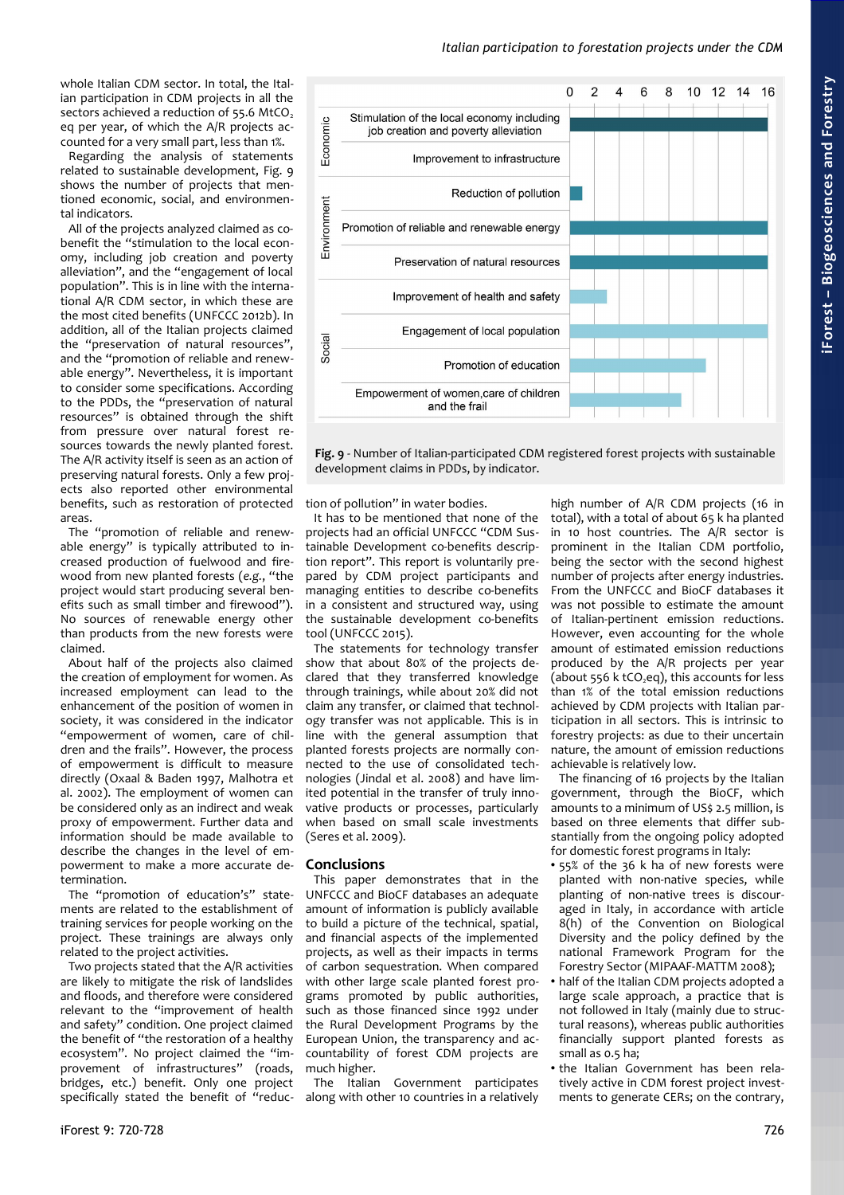whole Italian CDM sector. In total, the Italian participation in CDM projects in all the sectors achieved a reduction of 55.6 $MtCO_2$ eq per year, of which the A/R projects accounted for a very small part, less than 1%.

Regarding the analysis of statements related to sustainable development, Fig. 9 shows the number of projects that mentioned economic, social, and environmental indicators.

All of the projects analyzed claimed as co-benefit the "stimulation to the local economy, including job creation and poverty alleviation", and the "engagement of local population". This is in line with the international A/R CDM sector, in which these are the most cited benefits (UNFCCC 2012b). In addition, all of the Italian projects claimed the "preservation of natural resources", and the "promotion of reliable and renewable energy". Nevertheless, it is important to consider some specifications. According to the PDDs, the "preservation of natural resources" is obtained through the shift from pressure over natural forest resources towards the newly planted forest. The A/R activity itself is seen as an action of preserving natural forests. Only a few projects also reported other environmental benefits, such as restoration of protected areas.

The "promotion of reliable and renewable energy" is typically attributed to increased production of fuelwood and firewood from new planted forests (*e.g.*, "the project would start producing several benefits such as small timber and firewood"). No sources of renewable energy other than products from the new forests were claimed.

About half of the projects also claimed the creation of employment for women. As increased employment can lead to the enhancement of the position of women in society, it was considered in the indicator "empowerment of women, care of children and the frails". However, the process of empowerment is difficult to measure directly (Oxaal & Baden 1997, Malhotra et al. 2002). The employment of women can be considered only as an indirect and weak proxy of empowerment. Further data and information should be made available to describe the changes in the level of empowerment to make a more accurate determination.

The "promotion of education's" statements are related to the establishment of training services for people working on the project. These trainings are always only related to the project activities.

Two projects stated that the A/R activities are likely to mitigate the risk of landslides and floods, and therefore were considered relevant to the "improvement of health and safety" condition. One project claimed the benefit of "the restoration of a healthy ecosystem". No project claimed the "improvement of infrastructures" (roads, bridges, etc.) benefit. Only one project specifically stated the benefit of "reduction of pollution" in water bodies.

**Fig. 9** - Number of Italian-participated CDM registered forest projects with sustainable development claims in PDDs, by indicator.

It has to be mentioned that none of the projects had an official UNFCCC "CDM Sustainable Development co-benefits description report". This report is voluntarily prepared by CDM project participants and managing entities to describe co-benefits in a consistent and structured way, using the sustainable development co-benefits tool (UNFCCC 2015).

The statements for technology transfer show that about 80% of the projects declared that they transferred knowledge through trainings, while about 20% did not claim any transfer, or claimed that technology transfer was not applicable. This is in line with the general assumption that planted forests projects are normally connected to the use of consolidated technologies (Jindal et al. 2008) and have limited potential in the transfer of truly innovative products or processes, particularly when based on small scale investments (Seres et al. 2009).

## Conclusions

This paper demonstrates that in the UNFCCC and BioCF databases an adequate amount of information is publicly available to build a picture of the technical, spatial, and financial aspects of the implemented projects, as well as their impacts in terms of carbon sequestration. When compared with other large scale planted forest programs promoted by public authorities, such as those financed since 1992 under the Rural Development Programs by the European Union, the transparency and accountability of forest CDM projects are much higher.

The Italian Government participates along with other 10 countries in a relatively high number of A/R CDM projects (16 in total), with a total of about 65 k ha planted in 10 host countries. The A/R sector is prominent in the Italian CDM portfolio, being the sector with the second highest number of projects after energy industries. From the UNFCCC and BioCF databases it was not possible to estimate the amount of Italian-pertinent emission reductions. However, even accounting for the whole amount of estimated emission reductions produced by the A/R projects per year (about 556 k $tCO_2$eq), this accounts for less than 1% of the total emission reductions achieved by CDM projects with Italian participation in all sectors. This is intrinsic to forestry projects: as due to their uncertain nature, the amount of emission reductions achievable is relatively low.

The financing of 16 projects by the Italian government, through the BioCF, which amounts to a minimum of US$ 2.5 million, is based on three elements that differ substantially from the ongoing policy adopted for domestic forest programs in Italy:

- 55% of the 36 k ha of new forests were planted with non-native species, while planting of non-native trees is discouraged in Italy, in accordance with article 8(h) of the Convention on Biological Diversity and the policy defined by the national Framework Program for the Forestry Sector (MIPAAF-MATTM 2008);
- half of the Italian CDM projects adopted a large scale approach, a practice that is not followed in Italy (mainly due to structural reasons), whereas public authorities financially support planted forests as small as 0.5 ha;
- the Italian Government has been relatively active in CDM forest project investments to generate CERs; on the contrary,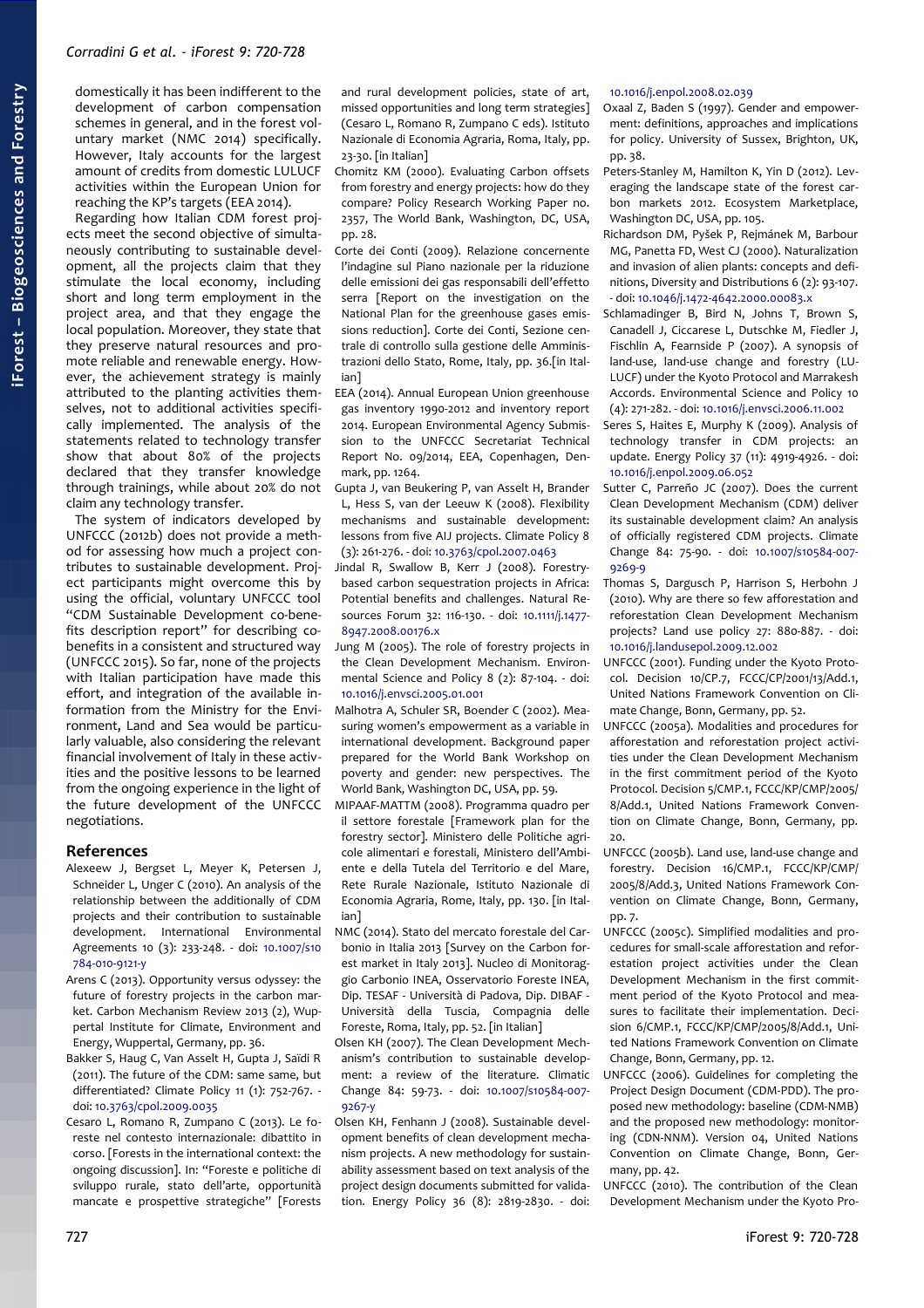domestically it has been indifferent to the development of carbon compensation schemes in general, and in the forest voluntary market (NMC 2014) specifically. However, Italy accounts for the largest amount of credits from domestic LULUCF activities within the European Union for reaching the KP's targets (EEA 2014).

Regarding how Italian CDM forest projects meet the second objective of simultaneously contributing to sustainable development, all the projects claim that they stimulate the local economy, including short and long term employment in the project area, and that they engage the local population. Moreover, they state that they preserve natural resources and promote reliable and renewable energy. However, the achievement strategy is mainly attributed to the planting activities themselves, not to additional activities specifically implemented. The analysis of the statements related to technology transfer show that about 80% of the projects declared that they transfer knowledge through trainings, while about 20% do not claim any technology transfer.

The system of indicators developed by UNFCCC (2012b) does not provide a method for assessing how much a project contributes to sustainable development. Project participants might overcome this by using the official, voluntary UNFCCC tool "CDM Sustainable Development co-benefits description report" for describing co-benefits in a consistent and structured way (UNFCCC 2015). So far, none of the projects with Italian participation have made this effort, and integration of the available information from the Ministry for the Environment, Land and Sea would be particularly valuable, also considering the relevant financial involvement of Italy in these activities and the positive lessons to be learned from the ongoing experience in the light of the future development of the UNFCCC negotiations.

## References

Alexeew J, Bergset L, Meyer K, Petersen J, Schneider L, Unger C (2010). An analysis of the relationship between the additionally of CDM projects and their contribution to sustainable development. International Environmental Agreements 10 (3): 233-248. - doi: 10.1007/s10784-010-9121-y

Arens C (2013). Opportunity versus odyssey: the future of forestry projects in the carbon market. Carbon Mechanism Review 2013 (2), Wuppertal Institute for Climate, Environment and Energy, Wuppertal, Germany, pp. 36.

Bakker S, Haug C, Van Asselt H, Gupta J, Saïdi R (2011). The future of the CDM: same same, but differentiated? Climate Policy 11 (1): 752-767. - doi: 10.3763/cpol.2009.0035

Cesaro L, Romano R, Zumpano C (2013). Le foreste nel contesto internazionale: dibattito in corso. [Forests in the international context: the ongoing discussion]. In: "Foreste e politiche di sviluppo rurale, stato dell'arte, opportunità mancate e prospettive strategiche" [Forests and rural development policies, state of art, missed opportunities and long term strategies] (Cesaro L, Romano R, Zumpano C eds). Istituto Nazionale di Economia Agraria, Roma, Italy, pp. 23-30. [in Italian]

Chomitz KM (2000). Evaluating Carbon offsets from forestry and energy projects: how do they compare? Policy Research Working Paper no. 2357, The World Bank, Washington, DC, USA, pp. 28.

Corte dei Conti (2009). Relazione concernente l'indagine sul Piano nazionale per la riduzione delle emissioni dei gas responsabili dell'effetto serra [Report on the investigation on the National Plan for the greenhouse gases emissions reduction]. Corte dei Conti, Sezione centrale di controllo sulla gestione delle Amministrazioni dello Stato, Rome, Italy, pp. 36.[in Italian]

EEA (2014). Annual European Union greenhouse gas inventory 1990-2012 and inventory report 2014. European Environmental Agency Submission to the UNFCCC Secretariat Technical Report No. 09/2014, EEA, Copenhagen, Denmark, pp. 1264.

Gupta J, van Beukering P, van Asselt H, Brander L, Hess S, van der Leeuw K (2008). Flexibility mechanisms and sustainable development: lessons from five AIJ projects. Climate Policy 8 (3): 261-276. - doi: 10.3763/cpol.2007.0463

Jindal R, Swallow B, Kerr J (2008). Forestry-based carbon sequestration projects in Africa: Potential benefits and challenges. Natural Resources Forum 32: 116-130. - doi: 10.1111/j.1477-8947.2008.00176.x

Jung M (2005). The role of forestry projects in the Clean Development Mechanism. Environmental Science and Policy 8 (2): 87-104. - doi: 10.1016/j.envsci.2005.01.001

Malhotra A, Schuler SR, Boender C (2002). Measuring women's empowerment as a variable in international development. Background paper prepared for the World Bank Workshop on poverty and gender: new perspectives. The World Bank, Washington DC, USA, pp. 59.

MIPAAF-MATTM (2008). Programma quadro per il settore forestale [Framework plan for the forestry sector]. Ministero delle Politiche agricole alimentari e forestali, Ministero dell'Ambiente e della Tutela del Territorio e del Mare, Rete Rurale Nazionale, Istituto Nazionale di Economia Agraria, Rome, Italy, pp. 130. [in Italian]

NMC (2014). Stato del mercato forestale del Carbonio in Italia 2013 [Survey on the Carbon forest market in Italy 2013]. Nucleo di Monitoraggio Carbonio INEA, Osservatorio Foreste INEA, Dip. TESAF - Università di Padova, Dip. DIBAF - Università della Tuscia, Compagnia delle Foreste, Roma, Italy, pp. 52. [in Italian]

Olsen KH (2007). The Clean Development Mechanism's contribution to sustainable development: a review of the literature. Climatic Change 84: 59-73. - doi: 10.1007/s10584-007-9267-y

Olsen KH, Fenhann J (2008). Sustainable development benefits of clean development mechanism projects. A new methodology for sustainability assessment based on text analysis of the project design documents submitted for validation. Energy Policy 36 (8): 2819-2830. - doi: 10.1016/j.enpol.2008.02.039

Oxaal Z, Baden S (1997). Gender and empowerment: definitions, approaches and implications for policy. University of Sussex, Brighton, UK, pp. 38.

Peters-Stanley M, Hamilton K, Yin D (2012). Leveraging the landscape state of the forest carbon markets 2012. Ecosystem Marketplace, Washington DC, USA, pp. 105.

Richardson DM, Pyšek P, Rejmánek M, Barbour MG, Panetta FD, West CJ (2000). Naturalization and invasion of alien plants: concepts and definitions, Diversity and Distributions 6 (2): 93-107. - doi: 10.1046/j.1472-4642.2000.00083.x

Schlamadinger B, Bird N, Johns T, Brown S, Canadell J, Ciccarese L, Dutschke M, Fiedler J, Fischlin A, Fearnside P (2007). A synopsis of land-use, land-use change and forestry (LULUCF) under the Kyoto Protocol and Marrakesh Accords. Environmental Science and Policy 10 (4): 271-282. - doi: 10.1016/j.envsci.2006.11.002

Seres S, Haites E, Murphy K (2009). Analysis of technology transfer in CDM projects: an update. Energy Policy 37 (11): 4919-4926. - doi: 10.1016/j.enpol.2009.06.052

Sutter C, Parreño JC (2007). Does the current Clean Development Mechanism (CDM) deliver its sustainable development claim? An analysis of officially registered CDM projects. Climate Change 84: 75-90. - doi: 10.1007/s10584-007-9269-9

Thomas S, Dargusch P, Harrison S, Herbohn J (2010). Why are there so few afforestation and reforestation Clean Development Mechanism projects? Land use policy 27: 880-887. - doi: 10.1016/j.landusepol.2009.12.002

UNFCCC (2001). Funding under the Kyoto Protocol. Decision 10/CP.7, FCCC/CP/2001/13/Add.1, United Nations Framework Convention on Climate Change, Bonn, Germany, pp. 52.

UNFCCC (2005a). Modalities and procedures for afforestation and reforestation project activities under the Clean Development Mechanism in the first commitment period of the Kyoto Protocol. Decision 5/CMP.1, FCCC/KP/CMP/2005/8/Add.1, United Nations Framework Convention on Climate Change, Bonn, Germany, pp. 20.

UNFCCC (2005b). Land use, land-use change and forestry. Decision 16/CMP.1, FCCC/KP/CMP/2005/8/Add.3, United Nations Framework Convention on Climate Change, Bonn, Germany, pp. 7.

UNFCCC (2005c). Simplified modalities and procedures for small-scale afforestation and reforestation project activities under the Clean Development Mechanism in the first commitment period of the Kyoto Protocol and measures to facilitate their implementation. Decision 6/CMP.1, FCCC/KP/CMP/2005/8/Add.1, United Nations Framework Convention on Climate Change, Bonn, Germany, pp. 12.

UNFCCC (2006). Guidelines for completing the Project Design Document (CDM-PDD). The proposed new methodology: baseline (CDM-NMB) and the proposed new methodology: monitoring (CDN-NNM). Version 04, United Nations Convention on Climate Change, Bonn, Germany, pp. 42.

UNFCCC (2010). The contribution of the Clean Development Mechanism under the Kyoto Pro-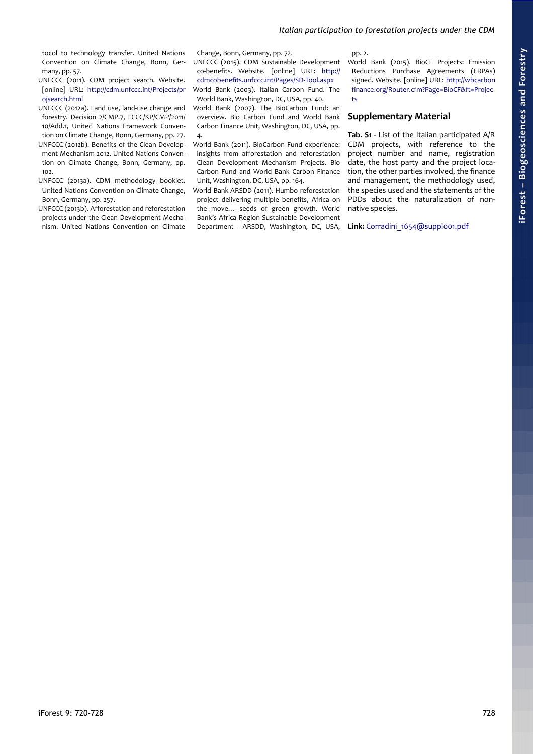tocol to technology transfer. United Nations Convention on Climate Change, Bonn, Germany, pp. 57.

UNFCCC (2011). CDM project search. Website. [online] URL: http://cdm.unfccc.int/Projects/projsearch.html

UNFCCC (2012a). Land use, land-use change and forestry. Decision 2/CMP.7, FCCC/KP/CMP/2011/10/Add.1, United Nations Framework Convention on Climate Change, Bonn, Germany, pp. 27.

UNFCCC (2012b). Benefits of the Clean Development Mechanism 2012. United Nations Convention on Climate Change, Bonn, Germany, pp. 102.

UNFCCC (2013a). CDM methodology booklet. United Nations Convention on Climate Change, Bonn, Germany, pp. 257.

UNFCCC (2013b). Afforestation and reforestation projects under the Clean Development Mechanism. United Nations Convention on Climate Change, Bonn, Germany, pp. 72.

UNFCCC (2015). CDM Sustainable Development co-benefits. Website. [online] URL: http://cdmcobenefits.unfccc.int/Pages/SD-Tool.aspx

World Bank (2003). Italian Carbon Fund. The World Bank, Washington, DC, USA, pp. 40.

World Bank (2007). The BioCarbon Fund: an overview. Bio Carbon Fund and World Bank Carbon Finance Unit, Washington, DC, USA, pp. 4.

World Bank (2011). BioCarbon Fund experience: insights from afforestation and reforestation Clean Development Mechanism Projects. Bio Carbon Fund and World Bank Carbon Finance Unit, Washington, DC, USA, pp. 164.

World Bank-ARSDD (2011). Humbo reforestation project delivering multiple benefits, Africa on the move… seeds of green growth. World Bank's Africa Region Sustainable Development Department - ARSDD, Washington, DC, USA, pp. 2.

World Bank (2015). BioCF Projects: Emission Reductions Purchase Agreements (ERPAs) signed. Website. [online] URL: http://wbcarbonfinance.org/Router.cfm?Page=BioCF&ft=Projects

## Supplementary Material

**Tab. S1** - List of the Italian participated A/R CDM projects, with reference to the project number and name, registration date, the host party and the project location, the other parties involved, the finance and management, the methodology used, the species used and the statements of the PDDs about the naturalization of non-native species.

**Link:** Corradini_1654@suppl001.pdf